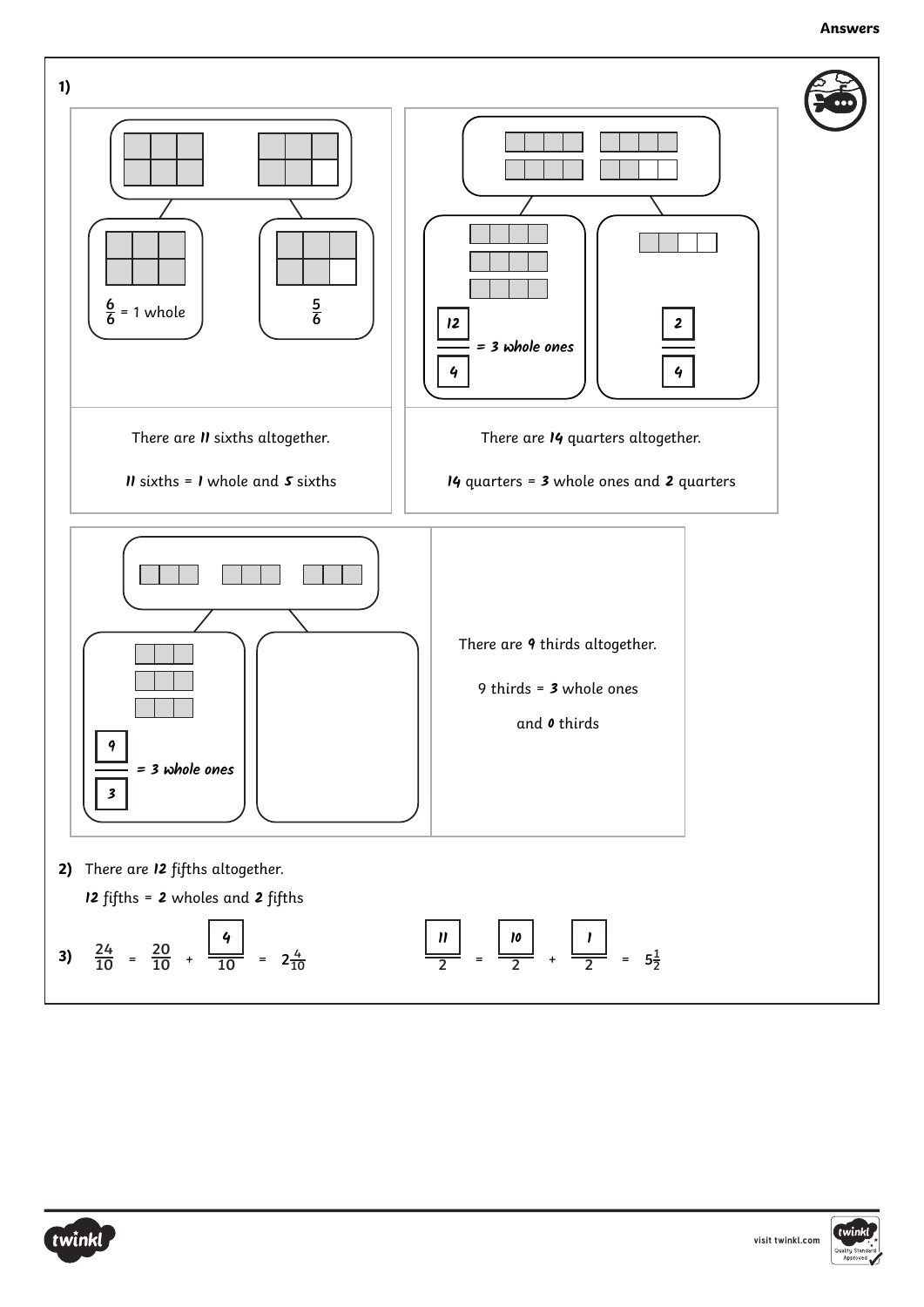**Answers**

**1)**

$\frac{6}{6}$ = 1 whole

$\frac{5}{6}$

There are **11** sixths altogether.

**11** sixths = **1** whole and **5** sixths

$\frac{12}{4}$ = **3 whole ones**

$\frac{2}{4}$

There are **14** quarters altogether.

**14** quarters = **3** whole ones and **2** quarters

$\frac{9}{3}$ = **3 whole ones**

There are **9** thirds altogether.

9 thirds = **3** whole ones

and **0** thirds

**2)** There are **12** fifths altogether.

**12** fifths = **2** wholes and **2** fifths

**3)** $\frac{24}{10} = \frac{20}{10} + \frac{4}{10} = 2\frac{4}{10}$

$\frac{11}{2} = \frac{10}{2} + \frac{1}{2} = 5\frac{1}{2}$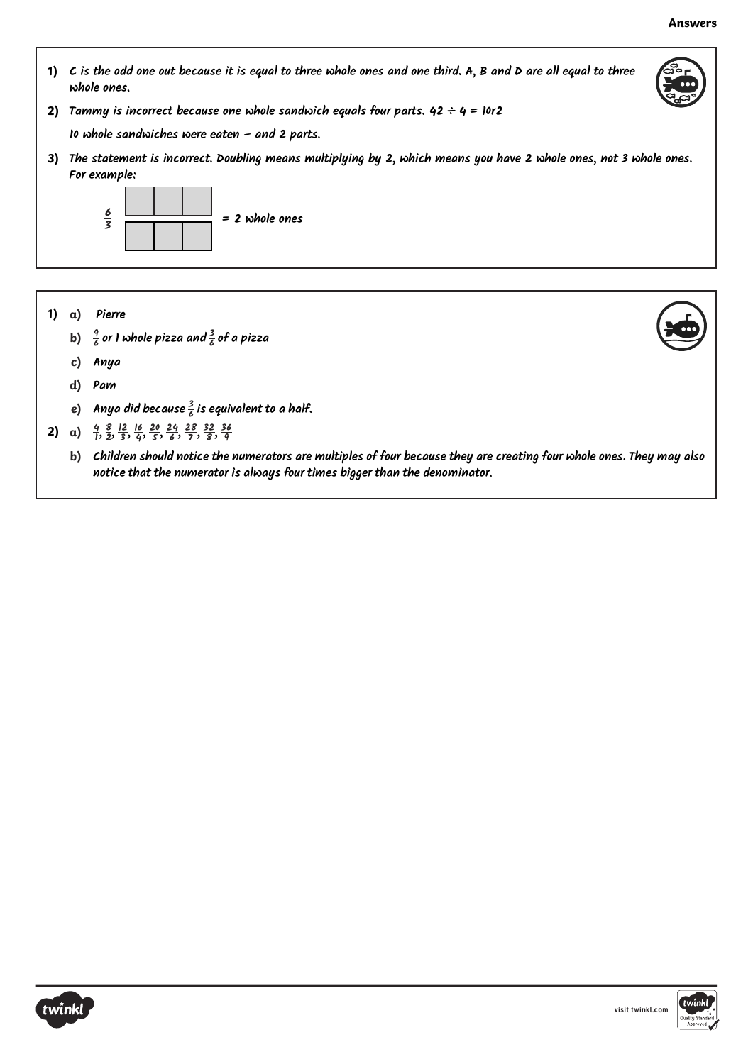**Answers**

1) C is the odd one out because it is equal to three whole ones and one third. A, B and D are all equal to three whole ones.

2) Tammy is incorrect because one whole sandwich equals four parts. $42 \div 4 = 10r2$

10 whole sandwiches were eaten – and 2 parts.

3) The statement is incorrect. Doubling means multiplying by 2, which means you have 2 whole ones, not 3 whole ones. For example:

$\frac{6}{3}$ = 2 whole ones

---

1) a) Pierre

b) $\frac{9}{6}$ or 1 whole pizza and $\frac{3}{6}$ of a pizza

c) Anya

d) Pam

e) Anya did because $\frac{3}{6}$ is equivalent to a half.

2) a) $\frac{4}{1}, \frac{8}{2}, \frac{12}{3}, \frac{16}{4}, \frac{20}{5}, \frac{24}{6}, \frac{28}{7}, \frac{32}{8}, \frac{36}{9}$

b) Children should notice the numerators are multiples of four because they are creating four whole ones. They may also notice that the numerator is always four times bigger than the denominator.